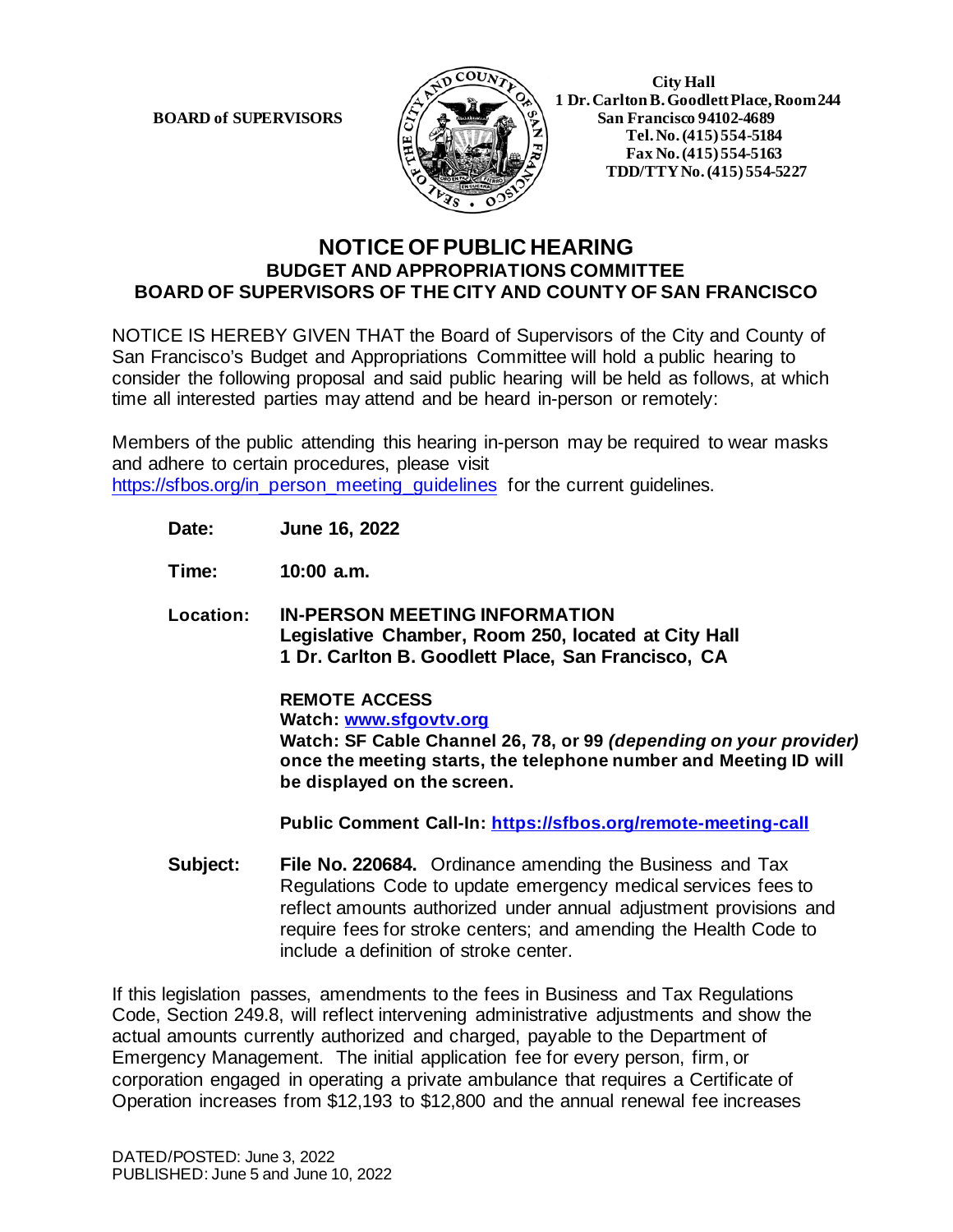**BOARD of SUPERVISORS**

**City Hall**
**1 Dr. Carlton B. Goodlett Place, Room 244**
**San Francisco 94102-4689**
**Tel. No. (415) 554-5184**
**Fax No. (415) 554-5163**
**TDD/TTY No. (415) 554-5227**

# NOTICE OF PUBLIC HEARING

## BUDGET AND APPROPRIATIONS COMMITTEE
## BOARD OF SUPERVISORS OF THE CITY AND COUNTY OF SAN FRANCISCO

NOTICE IS HEREBY GIVEN THAT the Board of Supervisors of the City and County of San Francisco's Budget and Appropriations Committee will hold a public hearing to consider the following proposal and said public hearing will be held as follows, at which time all interested parties may attend and be heard in-person or remotely:

Members of the public attending this hearing in-person may be required to wear masks and adhere to certain procedures, please visit https://sfbos.org/in_person_meeting_guidelines for the current guidelines.

**Date:** **June 16, 2022**

**Time:** **10:00 a.m.**

**Location:** **IN-PERSON MEETING INFORMATION**
**Legislative Chamber, Room 250, located at City Hall**
**1 Dr. Carlton B. Goodlett Place, San Francisco, CA**

**REMOTE ACCESS**
**Watch: www.sfgovtv.org**
**Watch: SF Cable Channel 26, 78, or 99** ***(depending on your provider)*** **once the meeting starts, the telephone number and Meeting ID will be displayed on the screen.**

**Public Comment Call-In: https://sfbos.org/remote-meeting-call**

**Subject:** **File No. 220684.** Ordinance amending the Business and Tax Regulations Code to update emergency medical services fees to reflect amounts authorized under annual adjustment provisions and require fees for stroke centers; and amending the Health Code to include a definition of stroke center.

If this legislation passes, amendments to the fees in Business and Tax Regulations Code, Section 249.8, will reflect intervening administrative adjustments and show the actual amounts currently authorized and charged, payable to the Department of Emergency Management. The initial application fee for every person, firm, or corporation engaged in operating a private ambulance that requires a Certificate of Operation increases from $12,193 to $12,800 and the annual renewal fee increases

DATED/POSTED: June 3, 2022
PUBLISHED: June 5 and June 10, 2022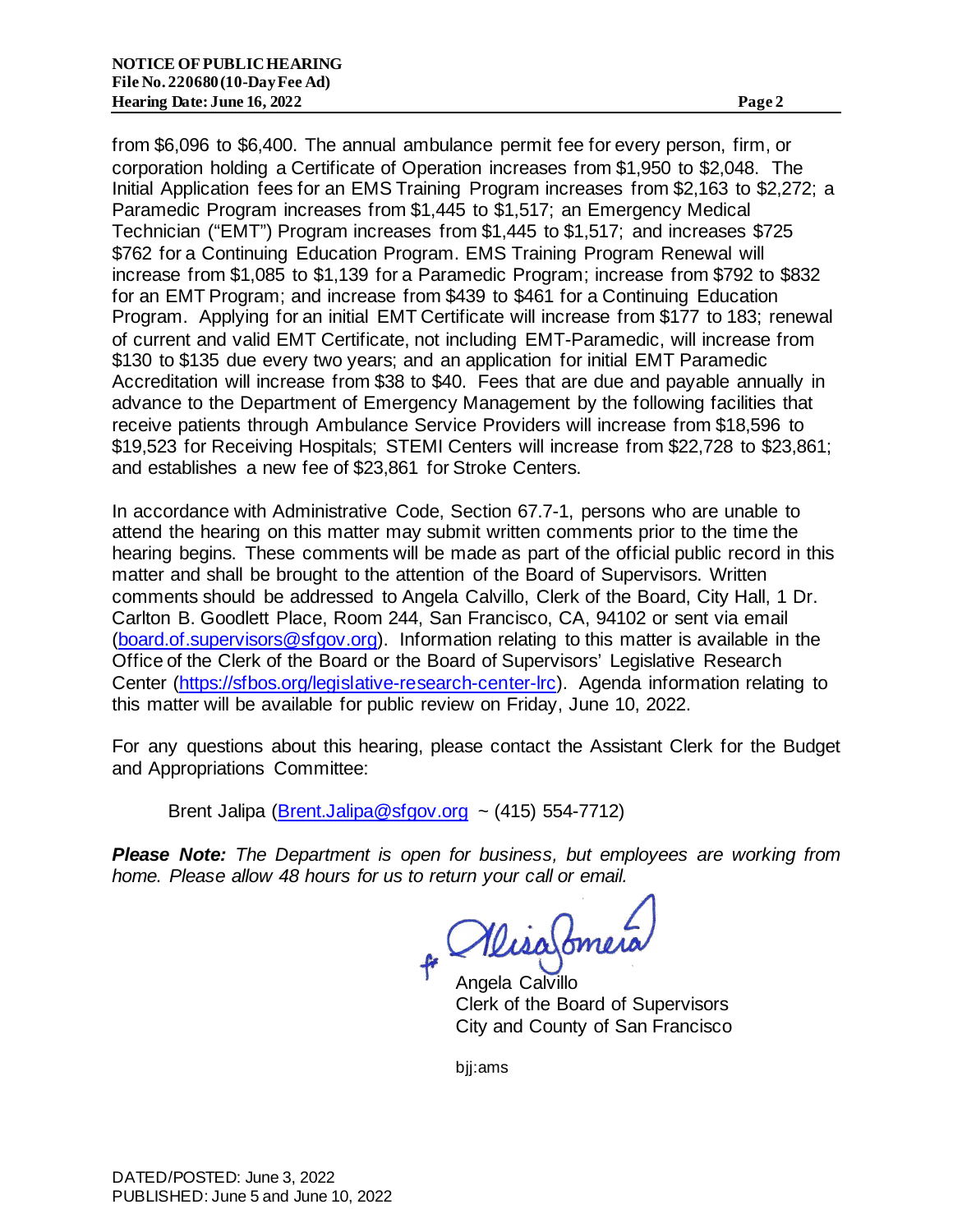from $6,096 to $6,400. The annual ambulance permit fee for every person, firm, or corporation holding a Certificate of Operation increases from $1,950 to $2,048. The Initial Application fees for an EMS Training Program increases from $2,163 to $2,272; a Paramedic Program increases from $1,445 to $1,517; an Emergency Medical Technician ("EMT") Program increases from $1,445 to $1,517; and increases $725 $762 for a Continuing Education Program. EMS Training Program Renewal will increase from $1,085 to $1,139 for a Paramedic Program; increase from $792 to $832 for an EMT Program; and increase from $439 to $461 for a Continuing Education Program. Applying for an initial EMT Certificate will increase from $177 to 183; renewal of current and valid EMT Certificate, not including EMT-Paramedic, will increase from $130 to $135 due every two years; and an application for initial EMT Paramedic Accreditation will increase from $38 to $40. Fees that are due and payable annually in advance to the Department of Emergency Management by the following facilities that receive patients through Ambulance Service Providers will increase from $18,596 to $19,523 for Receiving Hospitals; STEMI Centers will increase from $22,728 to $23,861; and establishes a new fee of $23,861 for Stroke Centers.

In accordance with Administrative Code, Section 67.7-1, persons who are unable to attend the hearing on this matter may submit written comments prior to the time the hearing begins. These comments will be made as part of the official public record in this matter and shall be brought to the attention of the Board of Supervisors. Written comments should be addressed to Angela Calvillo, Clerk of the Board, City Hall, 1 Dr. Carlton B. Goodlett Place, Room 244, San Francisco, CA, 94102 or sent via email (board.of.supervisors@sfgov.org). Information relating to this matter is available in the Office of the Clerk of the Board or the Board of Supervisors' Legislative Research Center (https://sfbos.org/legislative-research-center-lrc). Agenda information relating to this matter will be available for public review on Friday, June 10, 2022.

For any questions about this hearing, please contact the Assistant Clerk for the Budget and Appropriations Committee:

Brent Jalipa (Brent.Jalipa@sfgov.org ~ (415) 554-7712)

***Please Note:*** *The Department is open for business, but employees are working from home. Please allow 48 hours for us to return your call or email.*

fr Alisa Somera

Angela Calvillo
Clerk of the Board of Supervisors
City and County of San Francisco

bjj:ams

DATED/POSTED: June 3, 2022
PUBLISHED: June 5 and June 10, 2022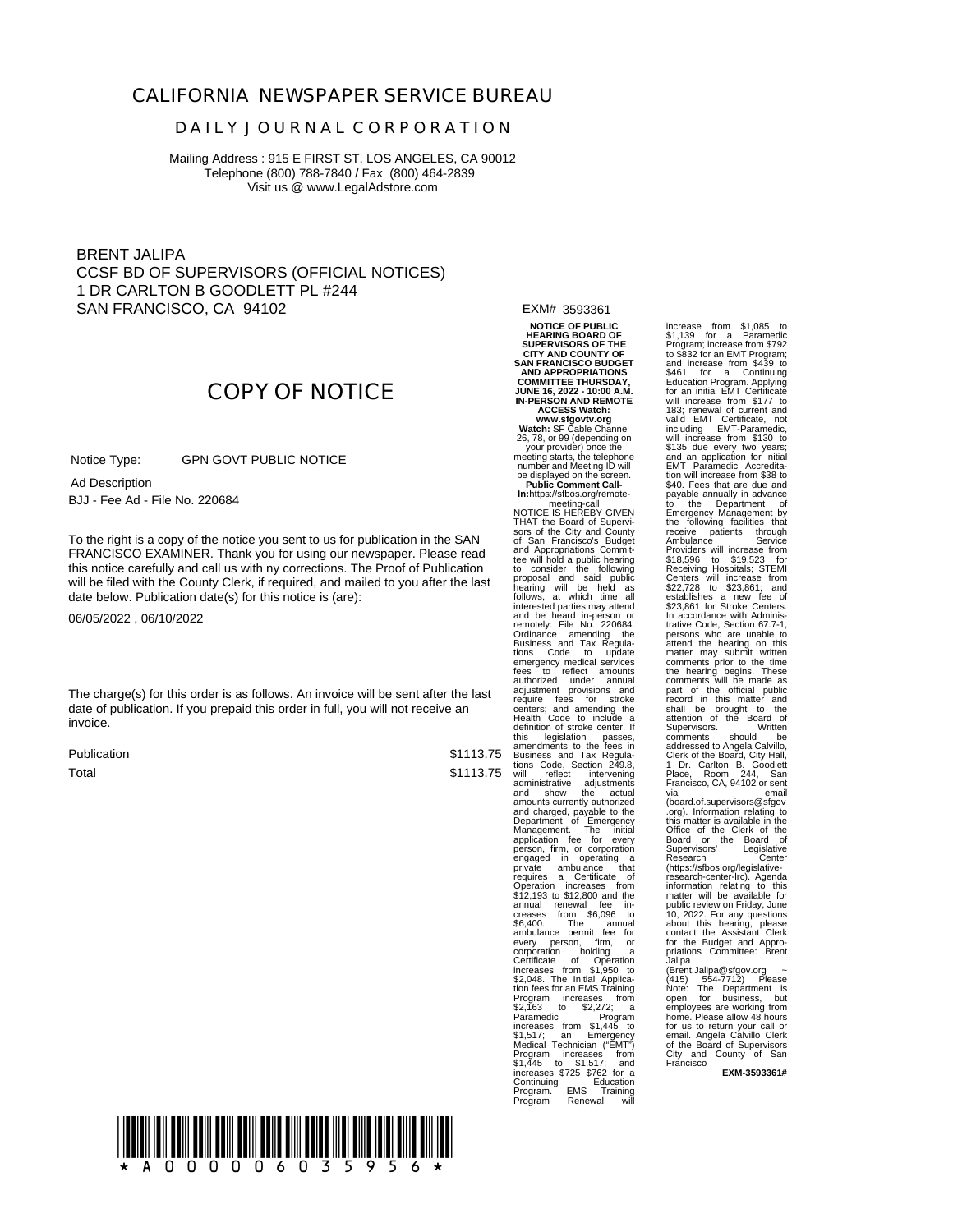# CALIFORNIA NEWSPAPER SERVICE BUREAU

## DAILY JOURNAL CORPORATION

Mailing Address : 915 E FIRST ST, LOS ANGELES, CA 90012
Telephone (800) 788-7840 / Fax (800) 464-2839
Visit us @ www.LegalAdstore.com

BRENT JALIPA
CCSF BD OF SUPERVISORS (OFFICIAL NOTICES)
1 DR CARLTON B GOODLETT PL #244
SAN FRANCISCO, CA 94102

## COPY OF NOTICE

Notice Type: GPN GOVT PUBLIC NOTICE

Ad Description

BJJ - Fee Ad - File No. 220684

To the right is a copy of the notice you sent to us for publication in the SAN FRANCISCO EXAMINER. Thank you for using our newspaper. Please read this notice carefully and call us with ny corrections. The Proof of Publication will be filed with the County Clerk, if required, and mailed to you after the last date below. Publication date(s) for this notice is (are):

06/05/2022 , 06/10/2022

The charge(s) for this order is as follows. An invoice will be sent after the last date of publication. If you prepaid this order in full, you will not receive an invoice.

| | |
|---|---|
| Publication | $1113.75 |
| Total | $1113.75 |

EXM# 3593361

**NOTICE OF PUBLIC HEARING BOARD OF SUPERVISORS OF THE CITY AND COUNTY OF SAN FRANCISCO BUDGET AND APPROPRIATIONS COMMITTEE THURSDAY, JUNE 16, 2022 - 10:00 A.M. IN-PERSON AND REMOTE ACCESS Watch: www.sfgovtv.org**

**Watch:** SF Cable Channel 26, 78, or 99 (depending on your provider) once the meeting starts, the telephone number and Meeting ID will be displayed on the screen.

**Public Comment Call-In:**https://sfbos.org/remote-meeting-call

NOTICE IS HEREBY GIVEN THAT the Board of Supervisors of the City and County of San Francisco's Budget and Appropriations Committee will hold a public hearing to consider the following proposal and said public hearing will be held as follows, at which time all interested parties may attend and be heard in-person or remotely: File No. 220684. Ordinance amending the Business and Tax Regulations Code to update emergency medical services fees to reflect amounts authorized under annual adjustment provisions and require fees for stroke centers; and amending the Health Code to include a definition of stroke center. If this legislation passes, amendments to the fees in Business and Tax Regulations Code, Section 249.8, will reflect intervening administrative adjustments and show the actual amounts currently authorized and charged, payable to the Department of Emergency Management. The initial application fee for every person, firm, or corporation engaged in operating a private ambulance that requires a Certificate of Operation increases from $12,193 to $12,800 and the annual renewal fee increases from $6,096 to $6,400. The annual ambulance permit fee for every person, firm, or corporation holding a Certificate of Operation increases from $1,950 to $2,048. The Initial Application fees for an EMS Training Program increases from $2,163 to $2,272; a Paramedic Program increases from $1,445 to $1,517; an Emergency Medical Technician ("EMT") Program increases from $1,445 to $1,517; and increases $725 $762 for a Continuing Education Program. EMS Training Program Renewal will increase from $1,085 to $1,139 for a Paramedic Program; increase from $792 to $832 for an EMT Program; and increase from $439 to $461 for a Continuing Education Program. Applying for an initial EMT Certificate will increase from $177 to 183; renewal of current and valid EMT Certificate, not including EMT-Paramedic, will increase from $130 to $135 due every two years; and an application for initial EMT Paramedic Accreditation will increase from $38 to $40. Fees that are due and payable annually in advance to the Department of Emergency Management by the following facilities that receive patients through Ambulance Service Providers will increase from $18,596 to $19,523 for Receiving Hospitals; STEMI Centers will increase from $22,728 to $23,861; and establishes a new fee of $23,861 for Stroke Centers. In accordance with Administrative Code, Section 67.7-1, persons who are unable to attend the hearing on this matter may submit written comments prior to the time the hearing begins. These comments will be made as part of the official public record in this matter and shall be brought to the attention of the Board of Supervisors. Written comments should be addressed to Angela Calvillo, Clerk of the Board, City Hall, 1 Dr. Carlton B. Goodlett Place, Room 244, San Francisco, CA, 94102 or sent via email (board.of.supervisors@sfgov.org). Information relating to this matter is available in the Office of the Clerk of the Board or the Board of Supervisors' Legislative Research Center (https://sfbos.org/legislative-research-center-lrc). Agenda information relating to this matter will be available for public review on Friday, June 10, 2022. For any questions about this hearing, please contact the Assistant Clerk for the Budget and Appropriations Committee: Brent Jalipa (Brent.Jalipa@sfgov.org ~ (415) 554-7712) Please Note: The Department is open for business, but employees are working from home. Please allow 48 hours for us to return your call or email. Angela Calvillo Clerk of the Board of Supervisors City and County of San Francisco

**EXM-3593361#**

* A 0 0 0 0 0 6 0 3 5 9 5 6 *